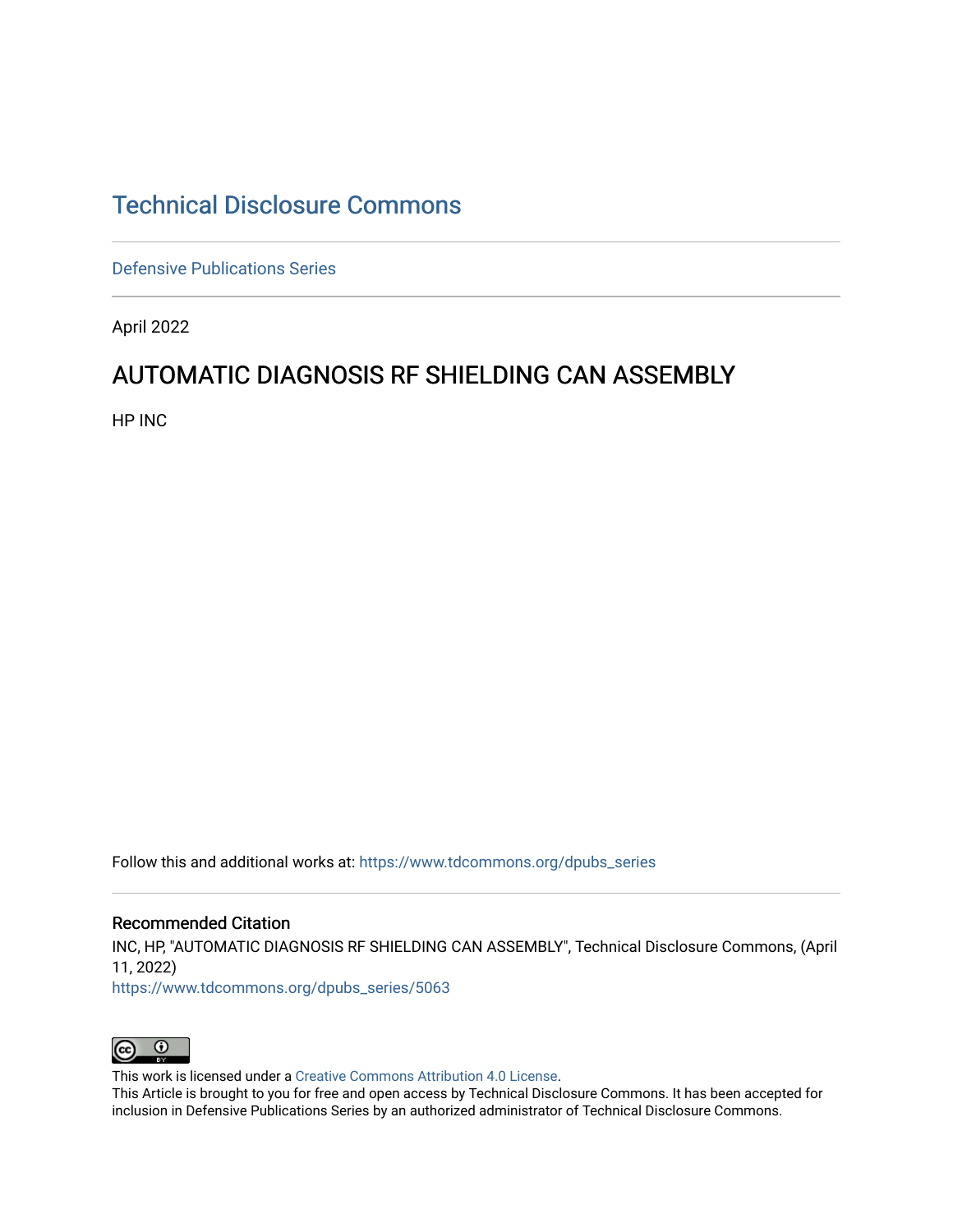# Technical Disclosure Commons

Defensive Publications Series

April 2022

## AUTOMATIC DIAGNOSIS RF SHIELDING CAN ASSEMBLY

HP INC

Follow this and additional works at: https://www.tdcommons.org/dpubs_series

### Recommended Citation

INC, HP, "AUTOMATIC DIAGNOSIS RF SHIELDING CAN ASSEMBLY", Technical Disclosure Commons, (April 11, 2022)
https://www.tdcommons.org/dpubs_series/5063

This work is licensed under a Creative Commons Attribution 4.0 License.
This Article is brought to you for free and open access by Technical Disclosure Commons. It has been accepted for inclusion in Defensive Publications Series by an authorized administrator of Technical Disclosure Commons.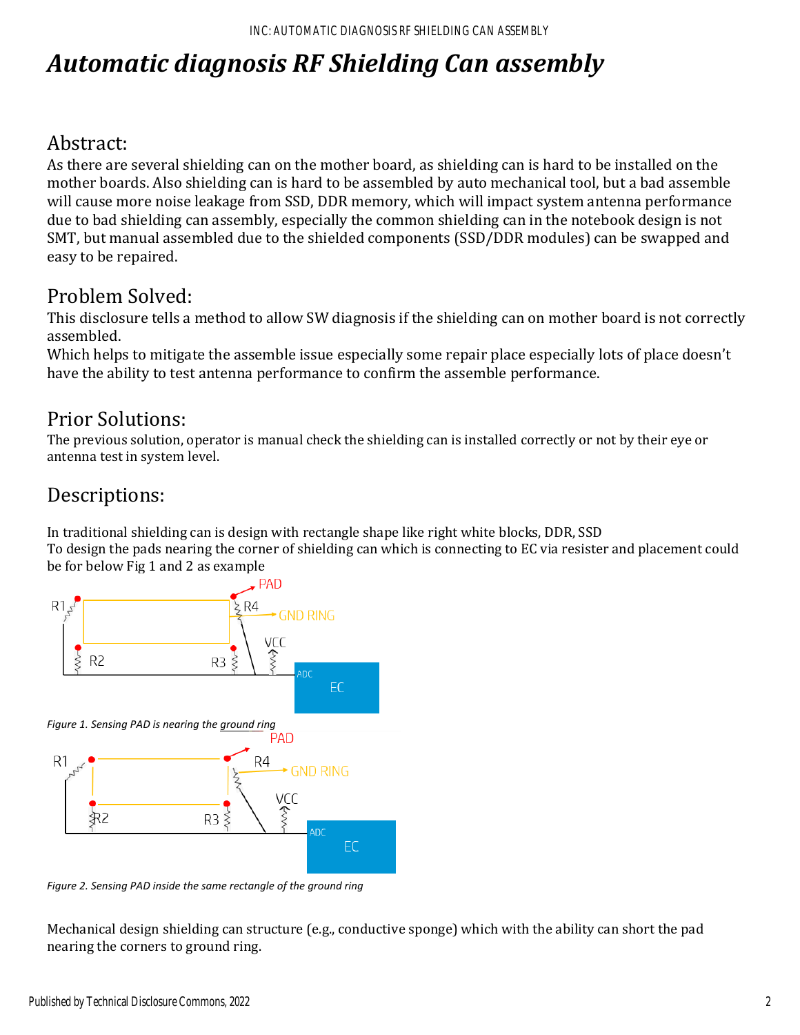# *Automatic diagnosis RF Shielding Can assembly*

## Abstract:

As there are several shielding can on the mother board, as shielding can is hard to be installed on the mother boards. Also shielding can is hard to be assembled by auto mechanical tool, but a bad assemble will cause more noise leakage from SSD, DDR memory, which will impact system antenna performance due to bad shielding can assembly, especially the common shielding can in the notebook design is not SMT, but manual assembled due to the shielded components (SSD/DDR modules) can be swapped and easy to be repaired.

## Problem Solved:

This disclosure tells a method to allow SW diagnosis if the shielding can on mother board is not correctly assembled.

Which helps to mitigate the assemble issue especially some repair place especially lots of place doesn't have the ability to test antenna performance to confirm the assemble performance.

## Prior Solutions:

The previous solution, operator is manual check the shielding can is installed correctly or not by their eye or antenna test in system level.

## Descriptions:

In traditional shielding can is design with rectangle shape like right white blocks, DDR, SSD

To design the pads nearing the corner of shielding can which is connecting to EC via resister and placement could be for below Fig 1 and 2 as example

*Figure 1. Sensing PAD is nearing the ground ring*

*Figure 2. Sensing PAD inside the same rectangle of the ground ring*

Mechanical design shielding can structure (e.g., conductive sponge) which with the ability can short the pad nearing the corners to ground ring.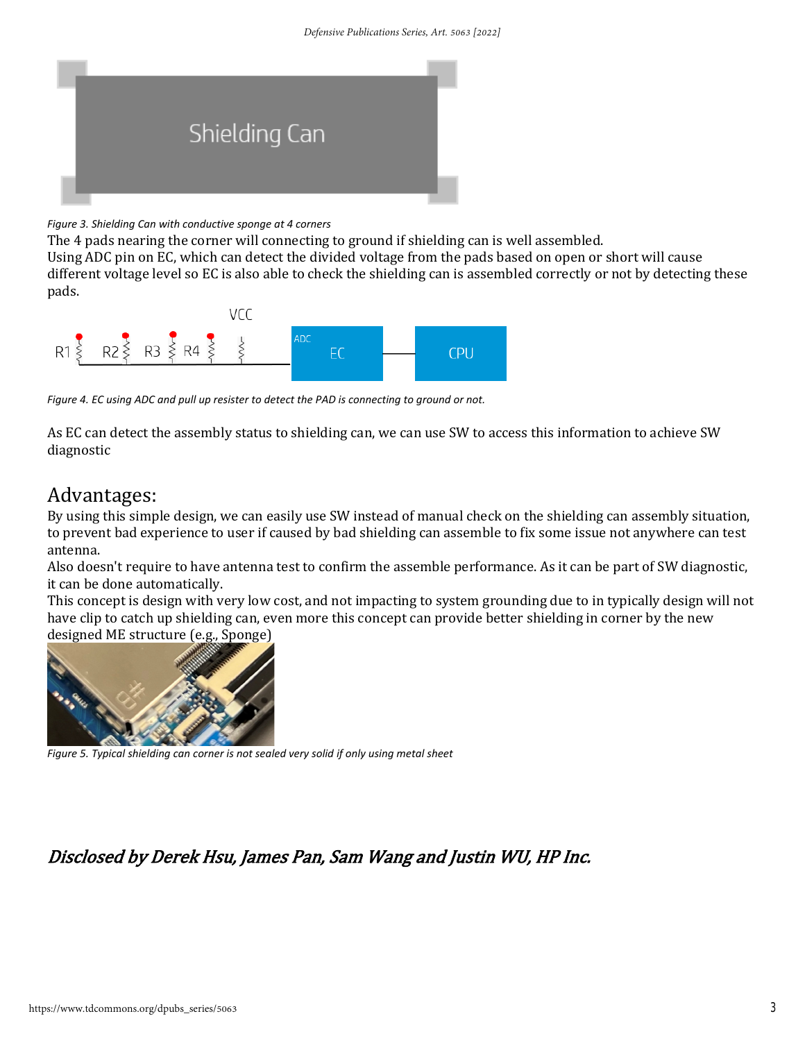Shielding Can

*Figure 3. Shielding Can with conductive sponge at 4 corners*

The 4 pads nearing the corner will connecting to ground if shielding can is well assembled.
Using ADC pin on EC, which can detect the divided voltage from the pads based on open or short will cause different voltage level so EC is also able to check the shielding can is assembled correctly or not by detecting these pads.

VCC

R1 R2 R3 R4

ADC

EC

CPU

*Figure 4. EC using ADC and pull up resister to detect the PAD is connecting to ground or not.*

As EC can detect the assembly status to shielding can, we can use SW to access this information to achieve SW diagnostic

## Advantages:

By using this simple design, we can easily use SW instead of manual check on the shielding can assembly situation, to prevent bad experience to user if caused by bad shielding can assemble to fix some issue not anywhere can test antenna.
Also doesn't require to have antenna test to confirm the assemble performance. As it can be part of SW diagnostic, it can be done automatically.
This concept is design with very low cost, and not impacting to system grounding due to in typically design will not have clip to catch up shielding can, even more this concept can provide better shielding in corner by the new designed ME structure (e.g., Sponge)

*Figure 5. Typical shielding can corner is not sealed very solid if only using metal sheet*

***Disclosed by Derek Hsu, James Pan, Sam Wang and Justin WU, HP Inc.***